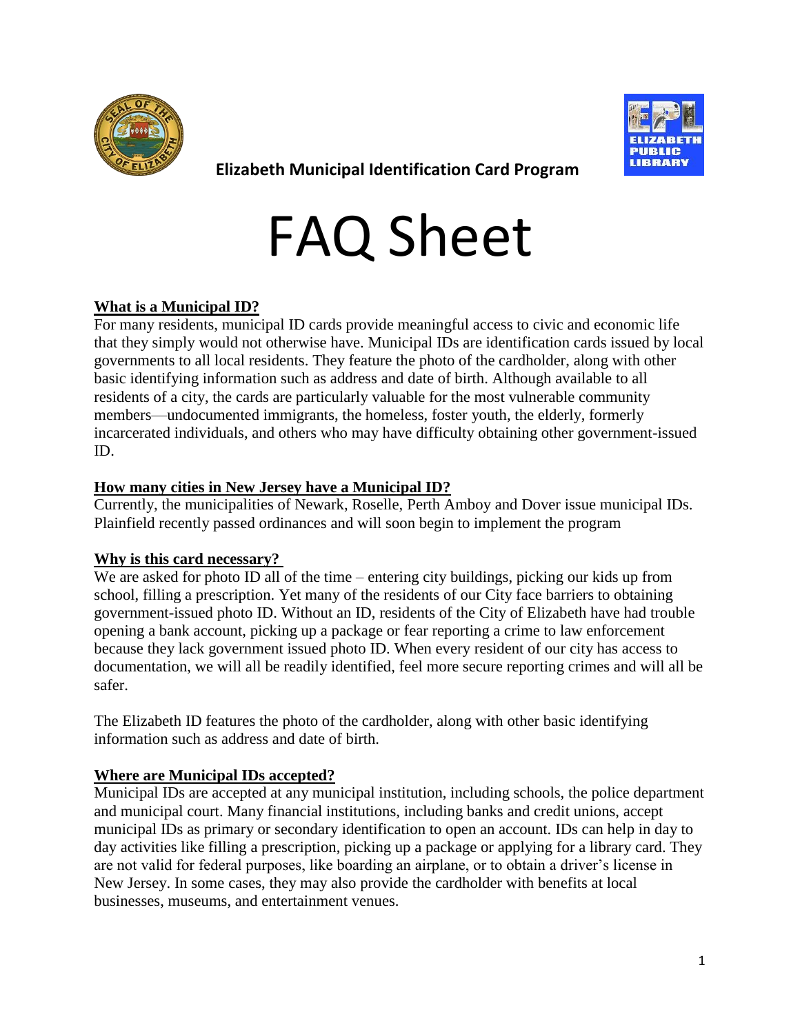**Elizabeth Municipal Identification Card Program**

# FAQ Sheet

**What is a Municipal ID?**

For many residents, municipal ID cards provide meaningful access to civic and economic life that they simply would not otherwise have. Municipal IDs are identification cards issued by local governments to all local residents. They feature the photo of the cardholder, along with other basic identifying information such as address and date of birth. Although available to all residents of a city, the cards are particularly valuable for the most vulnerable community members—undocumented immigrants, the homeless, foster youth, the elderly, formerly incarcerated individuals, and others who may have difficulty obtaining other government-issued ID.

**How many cities in New Jersey have a Municipal ID?**

Currently, the municipalities of Newark, Roselle, Perth Amboy and Dover issue municipal IDs. Plainfield recently passed ordinances and will soon begin to implement the program

**Why is this card necessary?**

We are asked for photo ID all of the time – entering city buildings, picking our kids up from school, filling a prescription. Yet many of the residents of our City face barriers to obtaining government-issued photo ID. Without an ID, residents of the City of Elizabeth have had trouble opening a bank account, picking up a package or fear reporting a crime to law enforcement because they lack government issued photo ID. When every resident of our city has access to documentation, we will all be readily identified, feel more secure reporting crimes and will all be safer.

The Elizabeth ID features the photo of the cardholder, along with other basic identifying information such as address and date of birth.

**Where are Municipal IDs accepted?**

Municipal IDs are accepted at any municipal institution, including schools, the police department and municipal court. Many financial institutions, including banks and credit unions, accept municipal IDs as primary or secondary identification to open an account. IDs can help in day to day activities like filling a prescription, picking up a package or applying for a library card. They are not valid for federal purposes, like boarding an airplane, or to obtain a driver's license in New Jersey. In some cases, they may also provide the cardholder with benefits at local businesses, museums, and entertainment venues.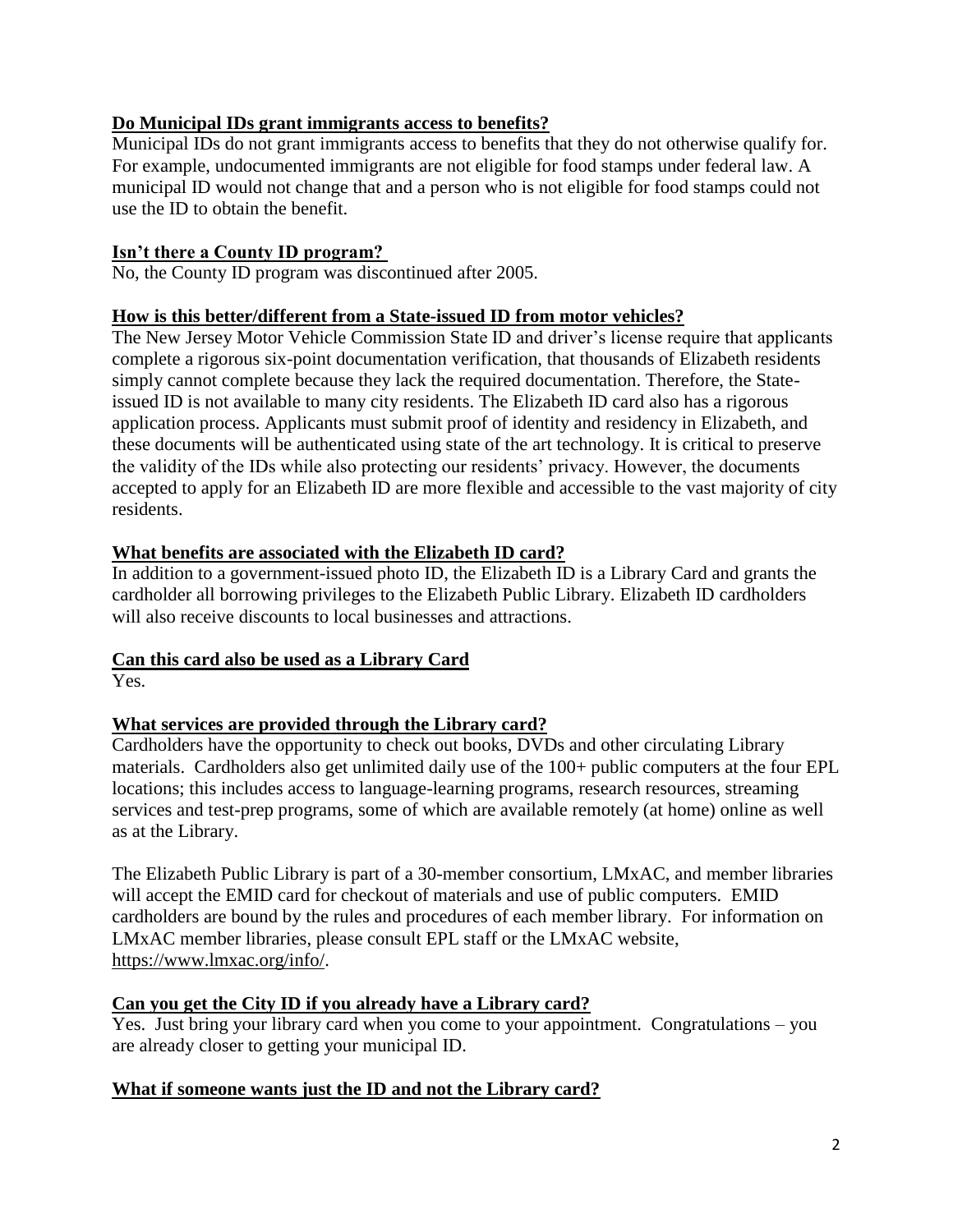**Do Municipal IDs grant immigrants access to benefits?**

Municipal IDs do not grant immigrants access to benefits that they do not otherwise qualify for. For example, undocumented immigrants are not eligible for food stamps under federal law. A municipal ID would not change that and a person who is not eligible for food stamps could not use the ID to obtain the benefit.

**Isn't there a County ID program?**

No, the County ID program was discontinued after 2005.

**How is this better/different from a State-issued ID from motor vehicles?**

The New Jersey Motor Vehicle Commission State ID and driver's license require that applicants complete a rigorous six-point documentation verification, that thousands of Elizabeth residents simply cannot complete because they lack the required documentation. Therefore, the State-issued ID is not available to many city residents. The Elizabeth ID card also has a rigorous application process. Applicants must submit proof of identity and residency in Elizabeth, and these documents will be authenticated using state of the art technology. It is critical to preserve the validity of the IDs while also protecting our residents' privacy. However, the documents accepted to apply for an Elizabeth ID are more flexible and accessible to the vast majority of city residents.

**What benefits are associated with the Elizabeth ID card?**

In addition to a government-issued photo ID, the Elizabeth ID is a Library Card and grants the cardholder all borrowing privileges to the Elizabeth Public Library. Elizabeth ID cardholders will also receive discounts to local businesses and attractions.

**Can this card also be used as a Library Card**

Yes.

**What services are provided through the Library card?**

Cardholders have the opportunity to check out books, DVDs and other circulating Library materials. Cardholders also get unlimited daily use of the 100+ public computers at the four EPL locations; this includes access to language-learning programs, research resources, streaming services and test-prep programs, some of which are available remotely (at home) online as well as at the Library.

The Elizabeth Public Library is part of a 30-member consortium, LMxAC, and member libraries will accept the EMID card for checkout of materials and use of public computers. EMID cardholders are bound by the rules and procedures of each member library. For information on LMxAC member libraries, please consult EPL staff or the LMxAC website, https://www.lmxac.org/info/.

**Can you get the City ID if you already have a Library card?**

Yes. Just bring your library card when you come to your appointment. Congratulations – you are already closer to getting your municipal ID.

**What if someone wants just the ID and not the Library card?**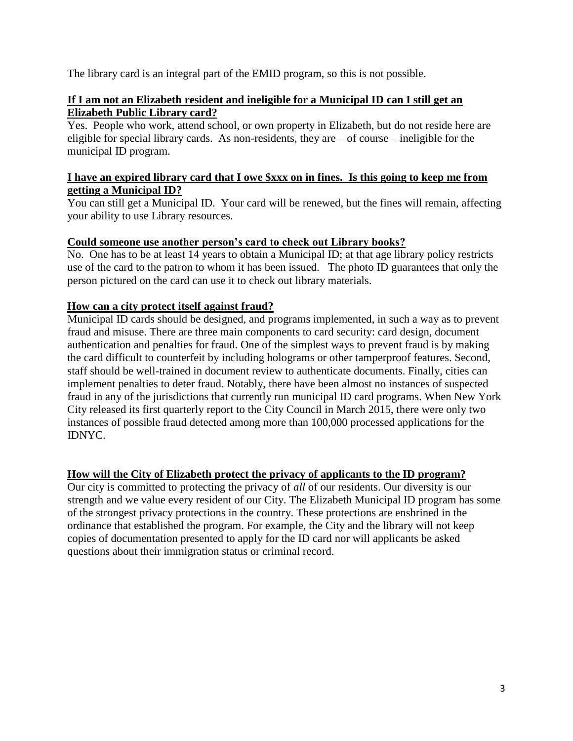The library card is an integral part of the EMID program, so this is not possible.

**If I am not an Elizabeth resident and ineligible for a Municipal ID can I still get an Elizabeth Public Library card?**

Yes. People who work, attend school, or own property in Elizabeth, but do not reside here are eligible for special library cards. As non-residents, they are – of course – ineligible for the municipal ID program.

**I have an expired library card that I owe $xxx on in fines. Is this going to keep me from getting a Municipal ID?**

You can still get a Municipal ID. Your card will be renewed, but the fines will remain, affecting your ability to use Library resources.

**Could someone use another person's card to check out Library books?**

No. One has to be at least 14 years to obtain a Municipal ID; at that age library policy restricts use of the card to the patron to whom it has been issued. The photo ID guarantees that only the person pictured on the card can use it to check out library materials.

**How can a city protect itself against fraud?**

Municipal ID cards should be designed, and programs implemented, in such a way as to prevent fraud and misuse. There are three main components to card security: card design, document authentication and penalties for fraud. One of the simplest ways to prevent fraud is by making the card difficult to counterfeit by including holograms or other tamperproof features. Second, staff should be well-trained in document review to authenticate documents. Finally, cities can implement penalties to deter fraud. Notably, there have been almost no instances of suspected fraud in any of the jurisdictions that currently run municipal ID card programs. When New York City released its first quarterly report to the City Council in March 2015, there were only two instances of possible fraud detected among more than 100,000 processed applications for the IDNYC.

**How will the City of Elizabeth protect the privacy of applicants to the ID program?**

Our city is committed to protecting the privacy of *all* of our residents. Our diversity is our strength and we value every resident of our City. The Elizabeth Municipal ID program has some of the strongest privacy protections in the country. These protections are enshrined in the ordinance that established the program. For example, the City and the library will not keep copies of documentation presented to apply for the ID card nor will applicants be asked questions about their immigration status or criminal record.